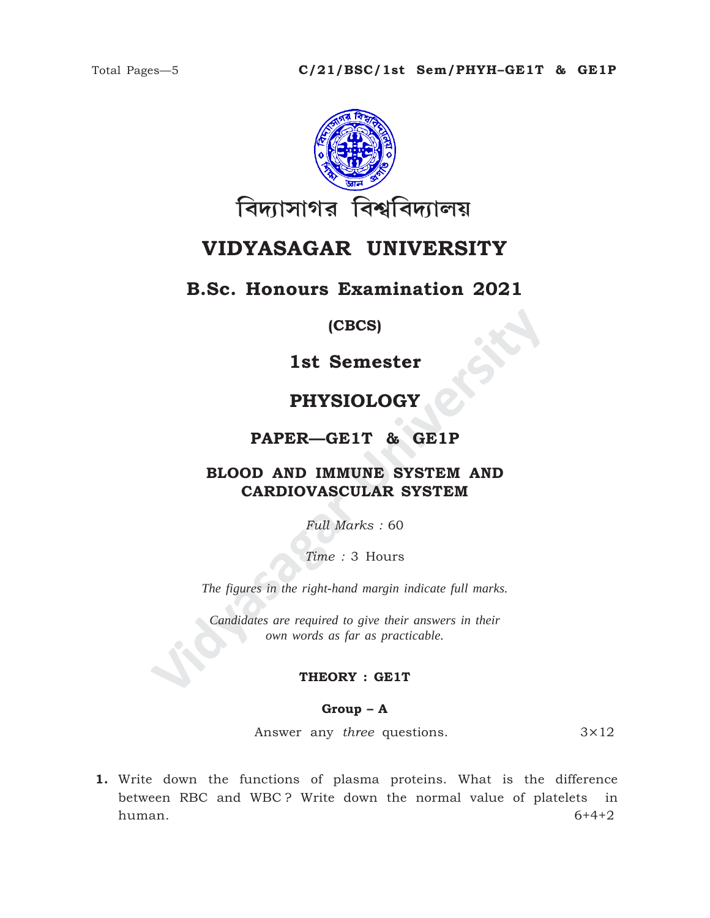Total Pages—5

**C/21/BSC/1st Sem/PHYH–GE1T & GE1P**

বিদ্যাসাগর বিশ্ববিদ্যালয়

# VIDYASAGAR UNIVERSITY

## B.Sc. Honours Examination 2021

**(CBCS)**

## 1st Semester

## PHYSIOLOGY

### PAPER—GE1T & GE1P

### BLOOD AND IMMUNE SYSTEM AND CARDIOVASCULAR SYSTEM

*Full Marks :* 60

*Time :* 3 Hours

*The figures in the right-hand margin indicate full marks.*

*Candidates are required to give their answers in their own words as far as practicable.*

### THEORY : GE1T

#### Group – A

Answer any *three* questions. 3×12

**1.** Write down the functions of plasma proteins. What is the difference between RBC and WBC? Write down the normal value of platelets in human. 6+4+2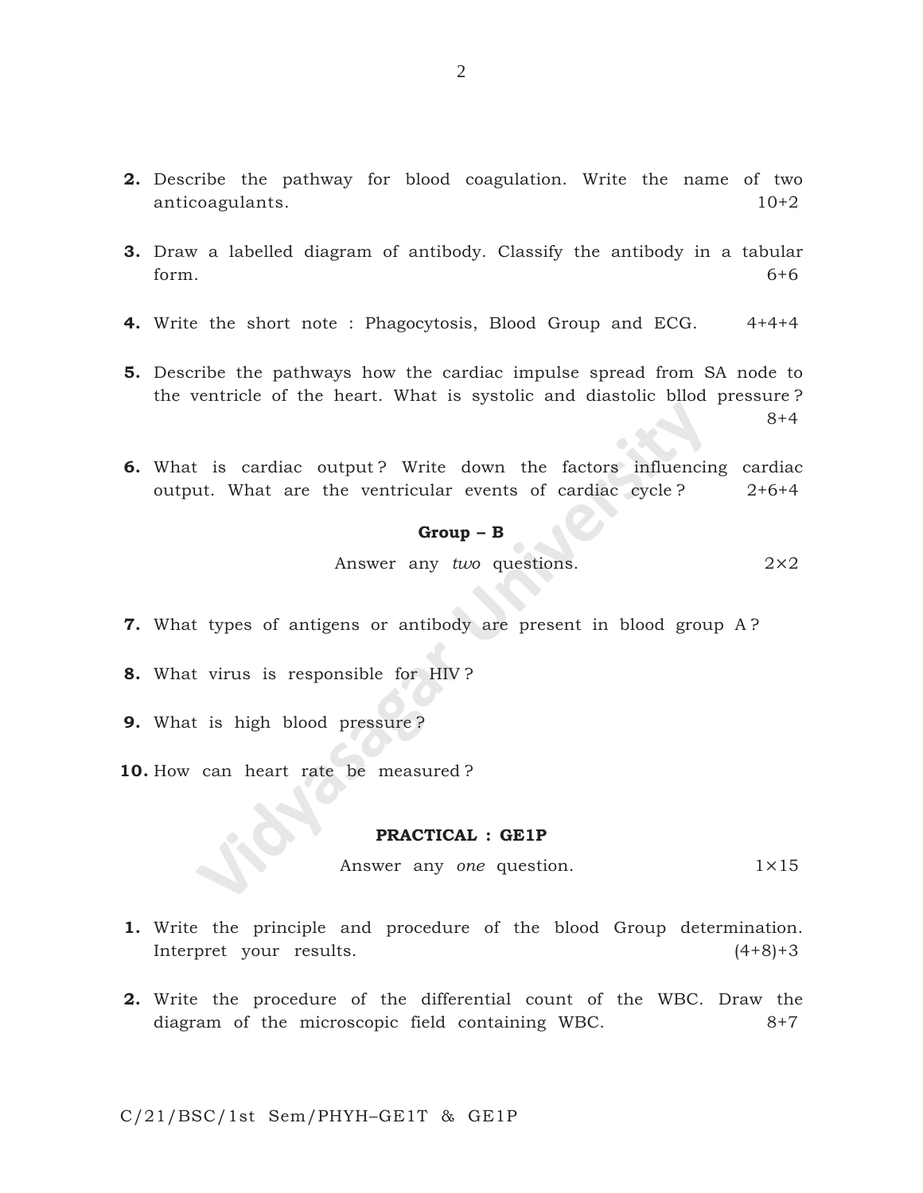**2.** Describe the pathway for blood coagulation. Write the name of two anticoagulants. 10+2

**3.** Draw a labelled diagram of antibody. Classify the antibody in a tabular form. 6+6

**4.** Write the short note : Phagocytosis, Blood Group and ECG. 4+4+4

**5.** Describe the pathways how the cardiac impulse spread from SA node to the ventricle of the heart. What is systolic and diastolic bllod pressure ? 8+4

**6.** What is cardiac output ? Write down the factors influencing cardiac output. What are the ventricular events of cardiac cycle ? 2+6+4

### Group – B

Answer any *two* questions. 2×2

**7.** What types of antigens or antibody are present in blood group A ?

**8.** What virus is responsible for HIV ?

**9.** What is high blood pressure ?

**10.** How can heart rate be measured ?

## PRACTICAL : GE1P

Answer any *one* question. 1×15

**1.** Write the principle and procedure of the blood Group determination. Interpret your results. (4+8)+3

**2.** Write the procedure of the differential count of the WBC. Draw the diagram of the microscopic field containing WBC. 8+7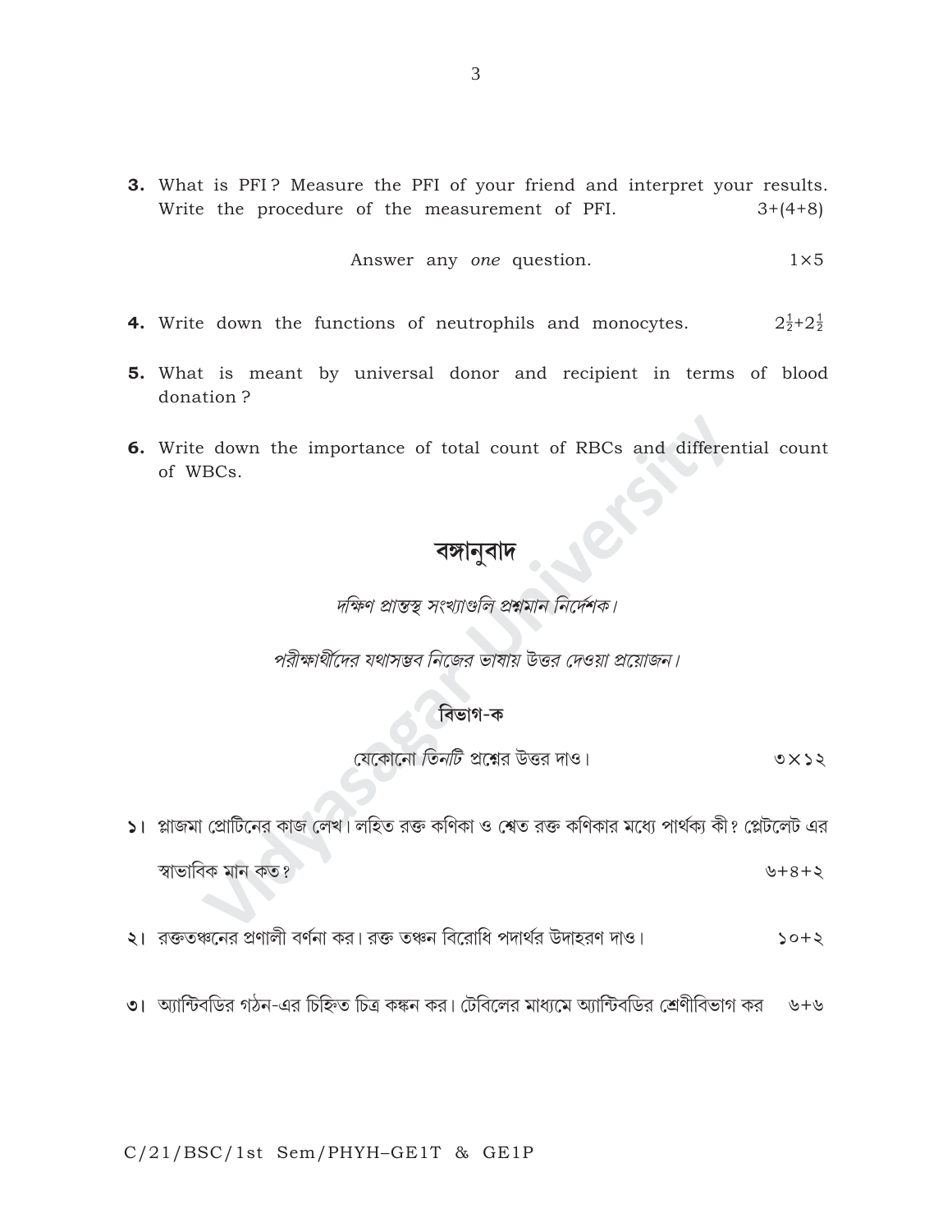**3.** What is PFI? Measure the PFI of your friend and interpret your results. Write the procedure of the measurement of PFI. 3+(4+8)

Answer any *one* question. 1×5

**4.** Write down the functions of neutrophils and monocytes. $2\frac{1}{2}$+$2\frac{1}{2}$

**5.** What is meant by universal donor and recipient in terms of blood donation?

**6.** Write down the importance of total count of RBCs and differential count of WBCs.

# বঙ্গানুবাদ

*দক্ষিণ প্রান্তস্থ সংখ্যাগুলি প্রশ্নমান নির্দেশক।*

*পরীক্ষার্থীদের যথাসম্ভব নিজের ভাষায় উত্তর দেওয়া প্রয়োজন।*

## বিভাগ-ক

যেকোনো *তিনটি* প্রশ্নের উত্তর দাও। ৩×১২

১। প্লাজমা প্রোটিনের কাজ লেখ। লহিত রক্ত কণিকা ও শ্বেত রক্ত কণিকার মধ্যে পার্থক্য কী? প্লেটলেট এর স্বাভাবিক মান কত? ৬+৪+২

২। রক্ততঞ্চনের প্রণালী বর্ণনা কর। রক্ত তঞ্চন বিরোধি পদার্থর উদাহরণ দাও। ১০+২

৩। অ্যান্টিবডির গঠন-এর চিহ্নিত চিত্র কঙ্কন কর। টেবিলের মাধ্যমে অ্যান্টিবডির শ্রেণীবিভাগ কর ৬+৬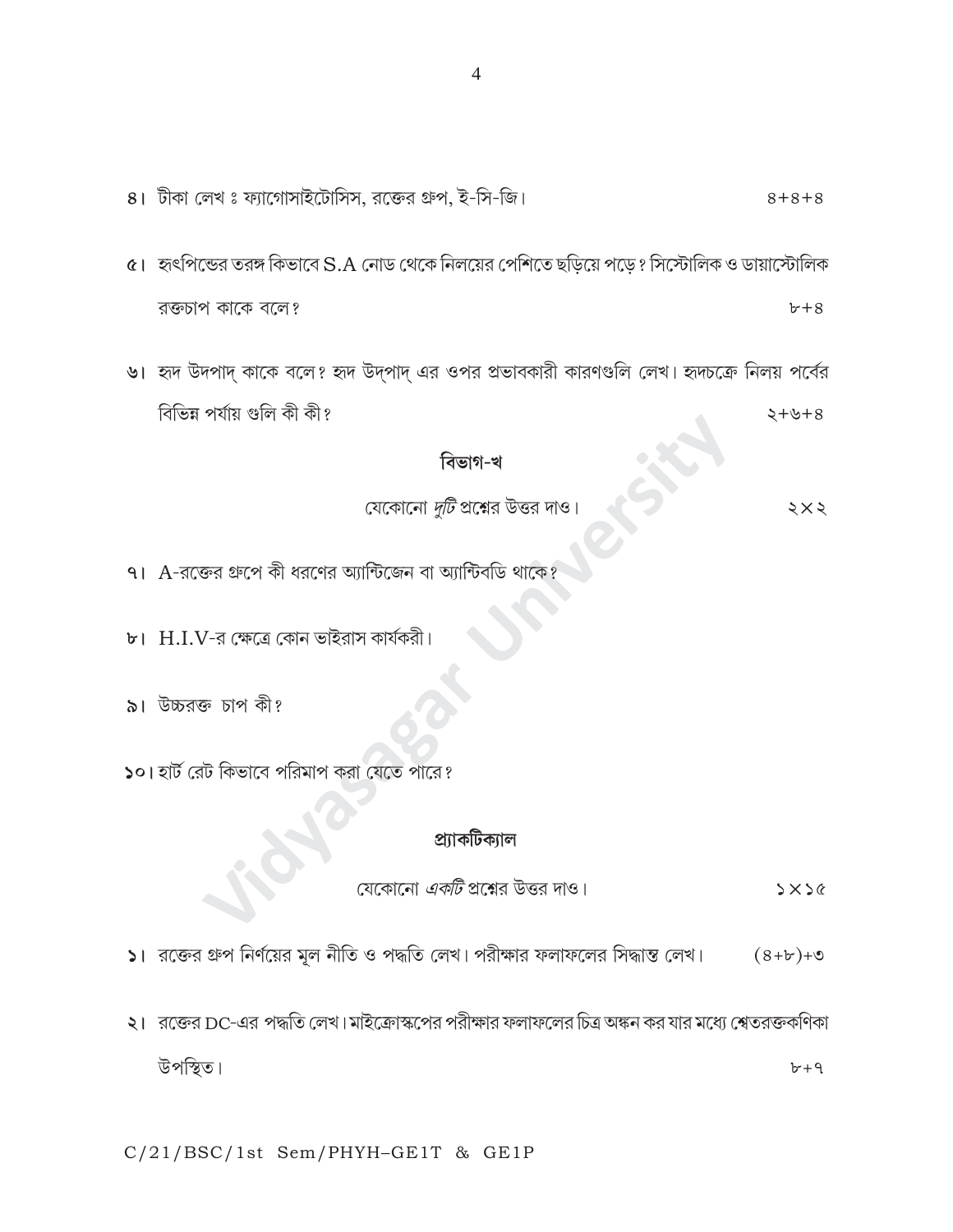৪। টীকা লেখ ঃ ফ্যাগোসাইটোসিস, রক্তের গ্রুপ, ই-সি-জি। ৪+৪+৪

৫। হৃৎপিন্ডের তরঙ্গ কিভাবে S.A নোড থেকে নিলয়ের পেশিতে ছড়িয়ে পড়ে? সিস্টোলিক ও ডায়াস্টোলিক রক্তচাপ কাকে বলে? ৮+৪

৬। হৃদ উদপাদ্ কাকে বলে? হৃদ উদ্পাদ্ এর ওপর প্রভাবকারী কারণগুলি লেখ। হৃদচক্রে নিলয় পর্বের বিভিন্ন পর্যায় গুলি কী কী? ২+৬+৪

## বিভাগ-খ

যেকোনো *দুটি* প্রশ্নের উত্তর দাও। ২×২

৭। A-রক্তের গ্রুপে কী ধরণের অ্যান্টিজেন বা অ্যান্টিবডি থাকে?

৮। H.I.V-র ক্ষেত্রে কোন ভাইরাস কার্যকরী।

৯। উচ্চরক্ত চাপ কী?

১০। হার্ট রেট কিভাবে পরিমাপ করা যেতে পারে?

## প্র্যাকটিক্যাল

যেকোনো *একটি* প্রশ্নের উত্তর দাও। ১×১৫

১। রক্তের গ্রুপ নির্ণয়ের মূল নীতি ও পদ্ধতি লেখ। পরীক্ষার ফলাফলের সিদ্ধান্ত লেখ। (৪+৮)+৩

২। রক্তের DC-এর পদ্ধতি লেখ। মাইক্রোস্কপের পরীক্ষার ফলাফলের চিত্র অঙ্কন কর যার মধ্যে শ্বেতরক্তকণিকা উপস্থিত। ৮+৭

C/21/BSC/1st Sem/PHYH–GE1T & GE1P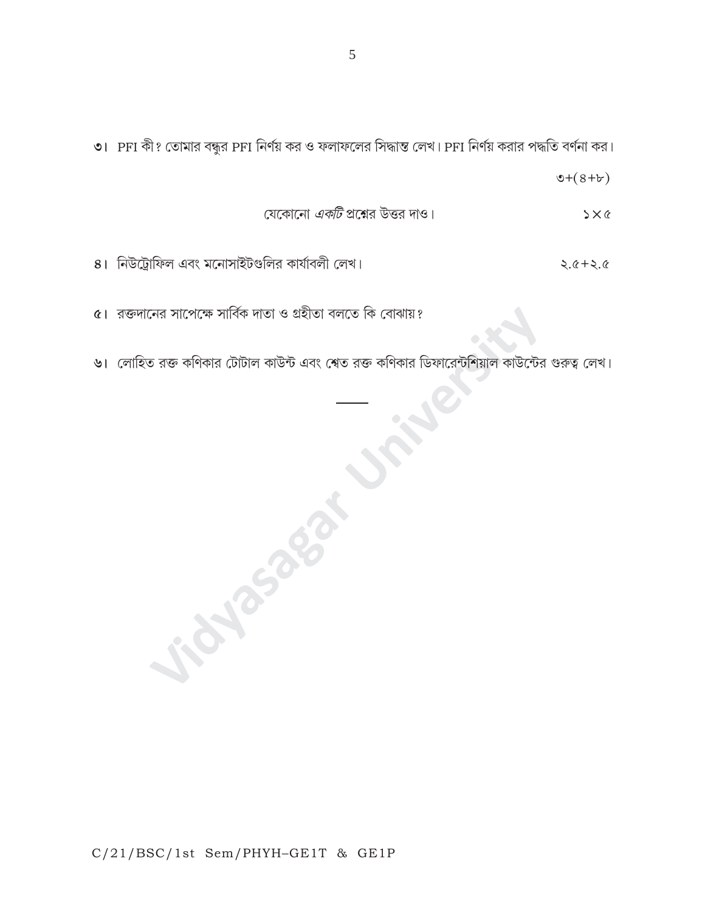৩। PFI কী? তোমার বন্ধুর PFI নির্ণয় কর ও ফলাফলের সিদ্ধান্ত লেখ। PFI নির্ণয় করার পদ্ধতি বর্ণনা কর। ৩+(৪+৮)

যেকোনো *একটি* প্রশ্নের উত্তর দাও। ১×৫

৪। নিউট্রোফিল এবং মনোসাইটগুলির কার্যাবলী লেখ। ২.৫+২.৫

৫। রক্তদানের সাপেক্ষে সার্বিক দাতা ও গ্রহীতা বলতে কি বোঝায়?

৬। লোহিত রক্ত কণিকার টোটাল কাউন্ট এবং শ্বেত রক্ত কণিকার ডিফারেন্টশিয়াল কাউন্টের গুরুত্ব লেখ।

---

C/21/BSC/1st Sem/PHYH–GE1T & GE1P